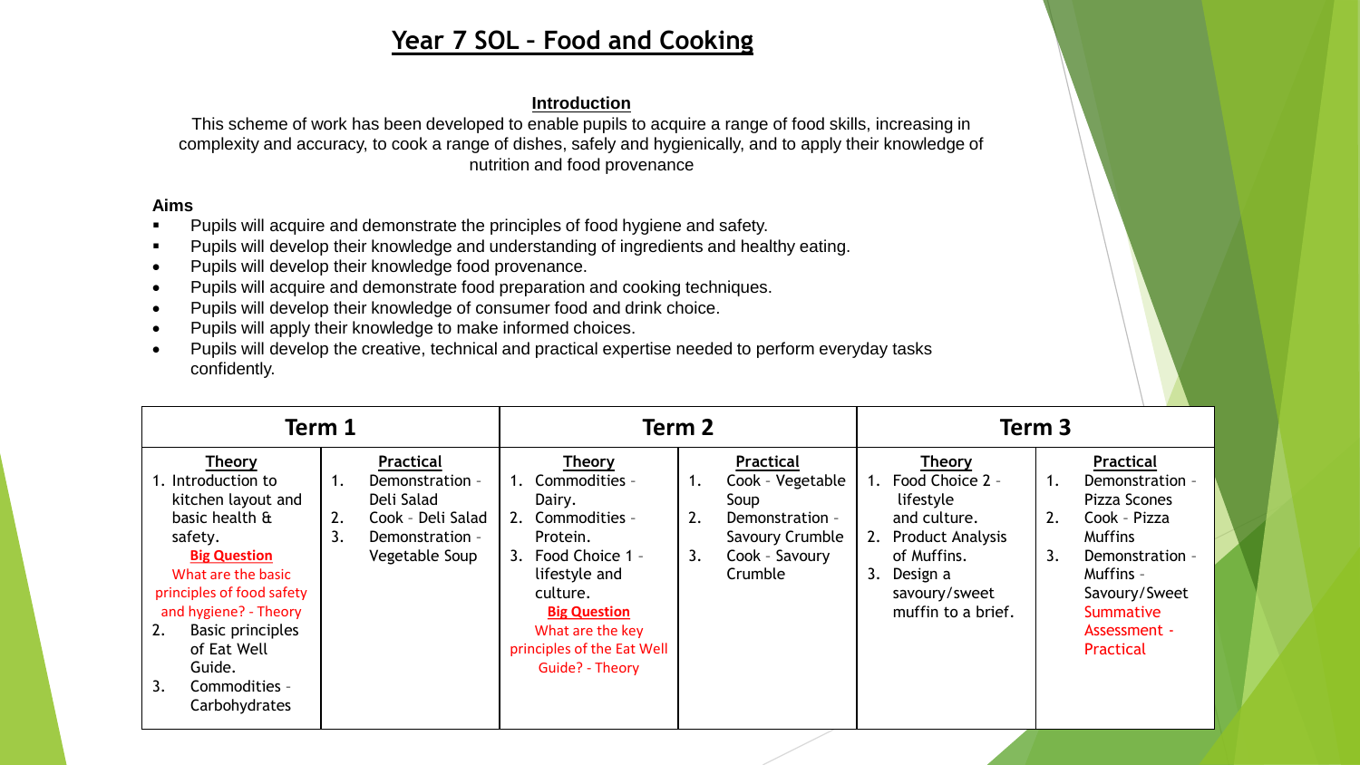# Year 7 SOL – Food and Cooking

### Introduction

This scheme of work has been developed to enable pupils to acquire a range of food skills, increasing in complexity and accuracy, to cook a range of dishes, safely and hygienically, and to apply their knowledge of nutrition and food provenance

### Aims

- Pupils will acquire and demonstrate the principles of food hygiene and safety.
- Pupils will develop their knowledge and understanding of ingredients and healthy eating.
- Pupils will develop their knowledge food provenance.
- Pupils will acquire and demonstrate food preparation and cooking techniques.
- Pupils will develop their knowledge of consumer food and drink choice.
- Pupils will apply their knowledge to make informed choices.
- Pupils will develop the creative, technical and practical expertise needed to perform everyday tasks confidently.

| Term 1 | | Term 2 | | Term 3 | |
|---|---|---|---|---|---|
| **Theory** | **Practical** | **Theory** | **Practical** | **Theory** | **Practical** |
| 1. Introduction to kitchen layout and basic health & safety.<br>**Big Question**<br>What are the basic principles of food safety and hygiene? - Theory<br>2. Basic principles of Eat Well Guide.<br>3. Commodities - Carbohydrates | 1. Demonstration - Deli Salad<br>2. Cook - Deli Salad<br>3. Demonstration - Vegetable Soup | 1. Commodities - Dairy.<br>2. Commodities - Protein.<br>3. Food Choice 1 - lifestyle and culture.<br>**Big Question**<br>What are the key principles of the Eat Well Guide? - Theory | 1. Cook - Vegetable Soup<br>2. Demonstration - Savoury Crumble<br>3. Cook - Savoury Crumble | 1. Food Choice 2 - lifestyle and culture.<br>2. Product Analysis of Muffins.<br>3. Design a savoury/sweet muffin to a brief. | 1. Demonstration - Pizza Scones<br>2. Cook - Pizza Muffins<br>3. Demonstration - Muffins - Savoury/Sweet<br>Summative Assessment - Practical |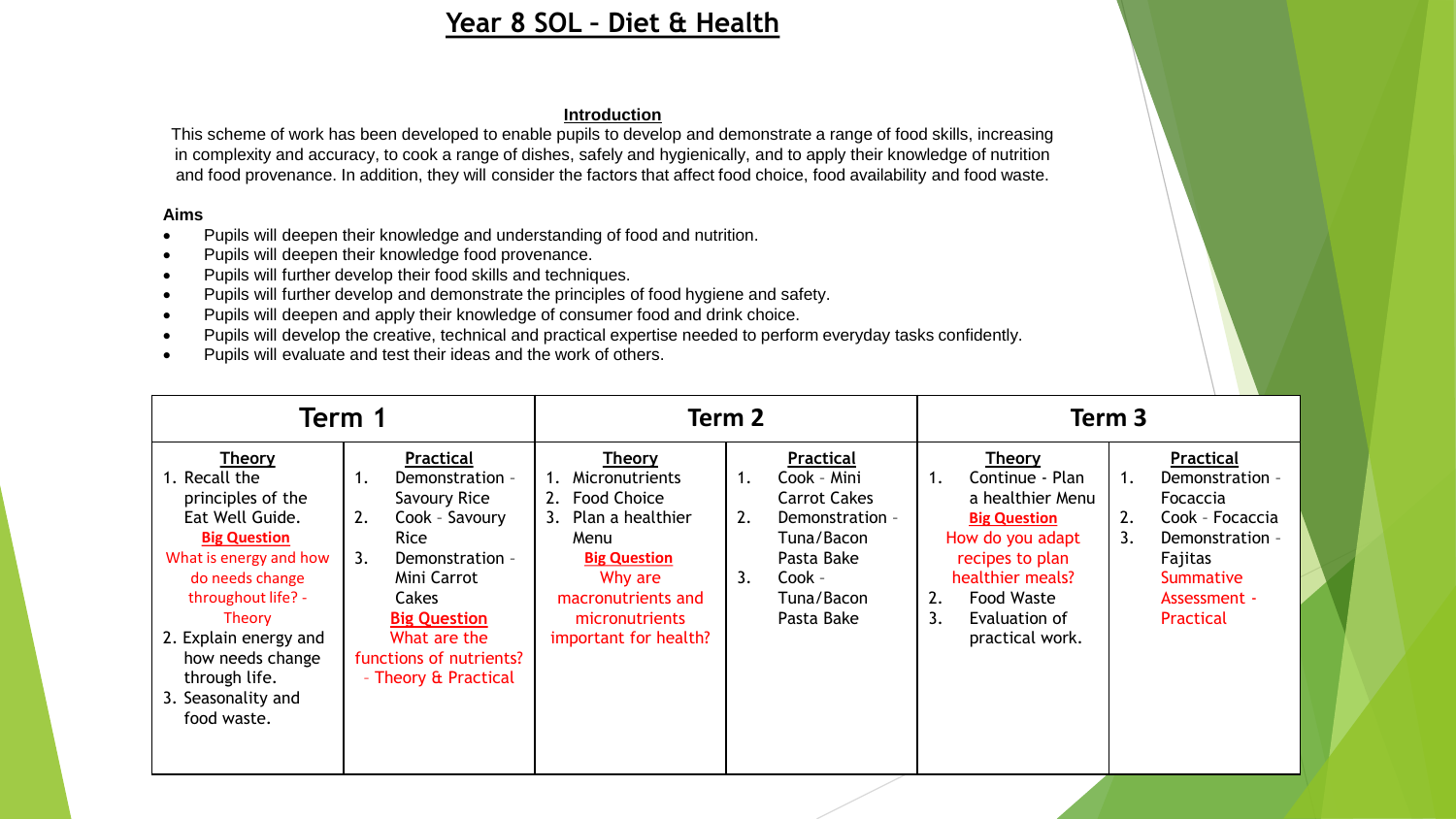# Year 8 SOL – Diet & Health

**Introduction**

This scheme of work has been developed to enable pupils to develop and demonstrate a range of food skills, increasing in complexity and accuracy, to cook a range of dishes, safely and hygienically, and to apply their knowledge of nutrition and food provenance. In addition, they will consider the factors that affect food choice, food availability and food waste.

**Aims**

- Pupils will deepen their knowledge and understanding of food and nutrition.
- Pupils will deepen their knowledge food provenance.
- Pupils will further develop their food skills and techniques.
- Pupils will further develop and demonstrate the principles of food hygiene and safety.
- Pupils will deepen and apply their knowledge of consumer food and drink choice.
- Pupils will develop the creative, technical and practical expertise needed to perform everyday tasks confidently.
- Pupils will evaluate and test their ideas and the work of others.

| Term 1 | | Term 2 | | Term 3 | |
|---|---|---|---|---|---|
| **Theory** | **Practical** | **Theory** | **Practical** | **Theory** | **Practical** |
| 1. Recall the principles of the Eat Well Guide.<br>**Big Question**<br>What is energy and how do needs change throughout life? - Theory<br>2. Explain energy and how needs change through life.<br>3. Seasonality and food waste. | 1. Demonstration - Savoury Rice<br>2. Cook - Savoury Rice<br>3. Demonstration - Mini Carrot Cakes<br>**Big Question**<br>What are the functions of nutrients? - Theory & Practical | 1. Micronutrients<br>2. Food Choice<br>3. Plan a healthier Menu<br>**Big Question**<br>Why are macronutrients and micronutrients important for health? | 1. Cook - Mini Carrot Cakes<br>2. Demonstration - Tuna/Bacon Pasta Bake<br>3. Cook - Tuna/Bacon Pasta Bake | 1. Continue - Plan a healthier Menu<br>**Big Question**<br>How do you adapt recipes to plan healthier meals?<br>2. Food Waste<br>3. Evaluation of practical work. | 1. Demonstration - Focaccia<br>2. Cook - Focaccia<br>3. Demonstration - Fajitas<br>Summative Assessment - Practical |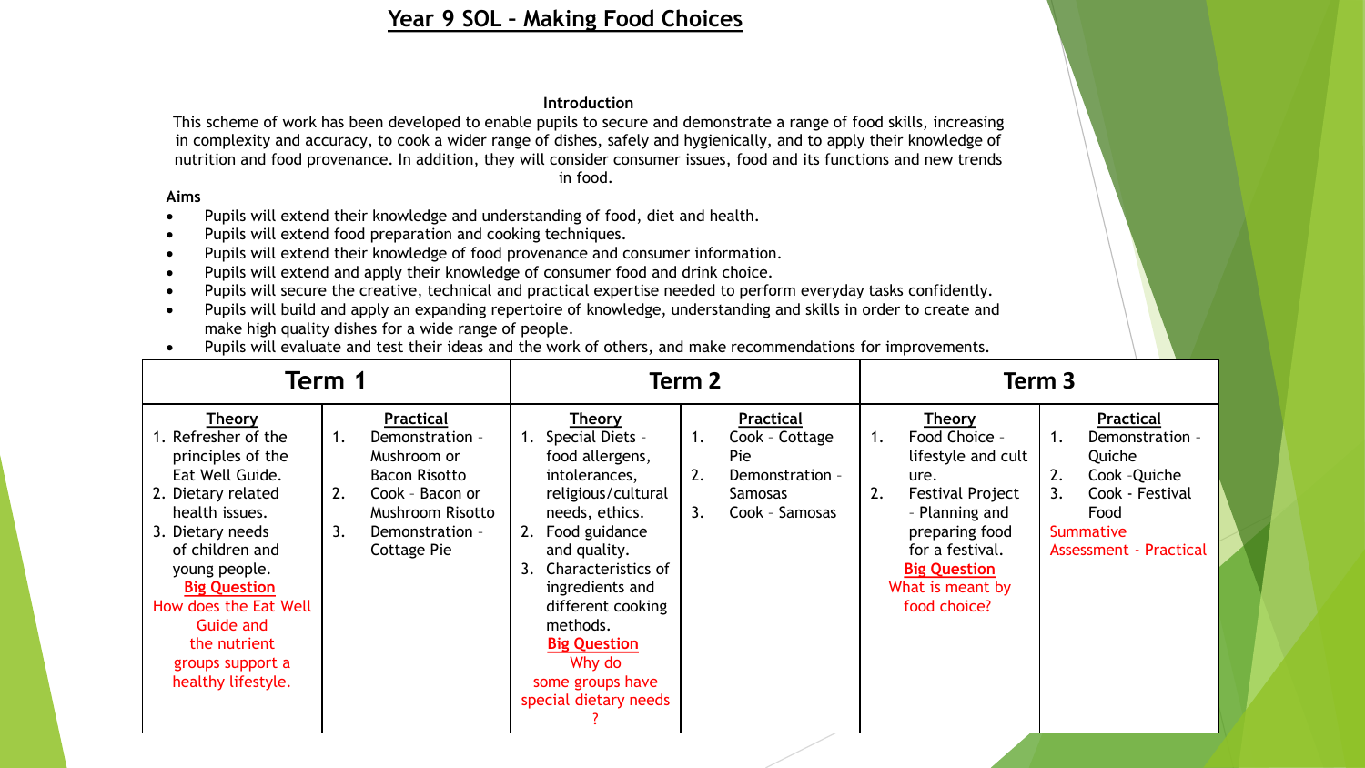# Year 9 SOL – Making Food Choices

**Introduction**

This scheme of work has been developed to enable pupils to secure and demonstrate a range of food skills, increasing in complexity and accuracy, to cook a wider range of dishes, safely and hygienically, and to apply their knowledge of nutrition and food provenance. In addition, they will consider consumer issues, food and its functions and new trends in food.

**Aims**

- Pupils will extend their knowledge and understanding of food, diet and health.
- Pupils will extend food preparation and cooking techniques.
- Pupils will extend their knowledge of food provenance and consumer information.
- Pupils will extend and apply their knowledge of consumer food and drink choice.
- Pupils will secure the creative, technical and practical expertise needed to perform everyday tasks confidently.
- Pupils will build and apply an expanding repertoire of knowledge, understanding and skills in order to create and make high quality dishes for a wide range of people.
- Pupils will evaluate and test their ideas and the work of others, and make recommendations for improvements.

| Term 1 | | Term 2 | | Term 3 | |
|---|---|---|---|---|---|
| **Theory** | **Practical** | **Theory** | **Practical** | **Theory** | **Practical** |
| 1. Refresher of the principles of the Eat Well Guide.<br>2. Dietary related health issues.<br>3. Dietary needs of children and young people.<br>**Big Question**<br>How does the Eat Well Guide and the nutrient groups support a healthy lifestyle. | 1. Demonstration - Mushroom or Bacon Risotto<br>2. Cook - Bacon or Mushroom Risotto<br>3. Demonstration - Cottage Pie | 1. Special Diets - food allergens, intolerances, religious/cultural needs, ethics.<br>2. Food guidance and quality.<br>3. Characteristics of ingredients and different cooking methods.<br>**Big Question**<br>Why do some groups have special dietary needs ? | 1. Cook - Cottage Pie<br>2. Demonstration - Samosas<br>3. Cook - Samosas | 1. Food Choice - lifestyle and culture.<br>2. Festival Project - Planning and preparing food for a festival.<br>**Big Question**<br>What is meant by food choice? | 1. Demonstration - Quiche<br>2. Cook -Quiche<br>3. Cook - Festival Food<br>Summative Assessment - Practical |